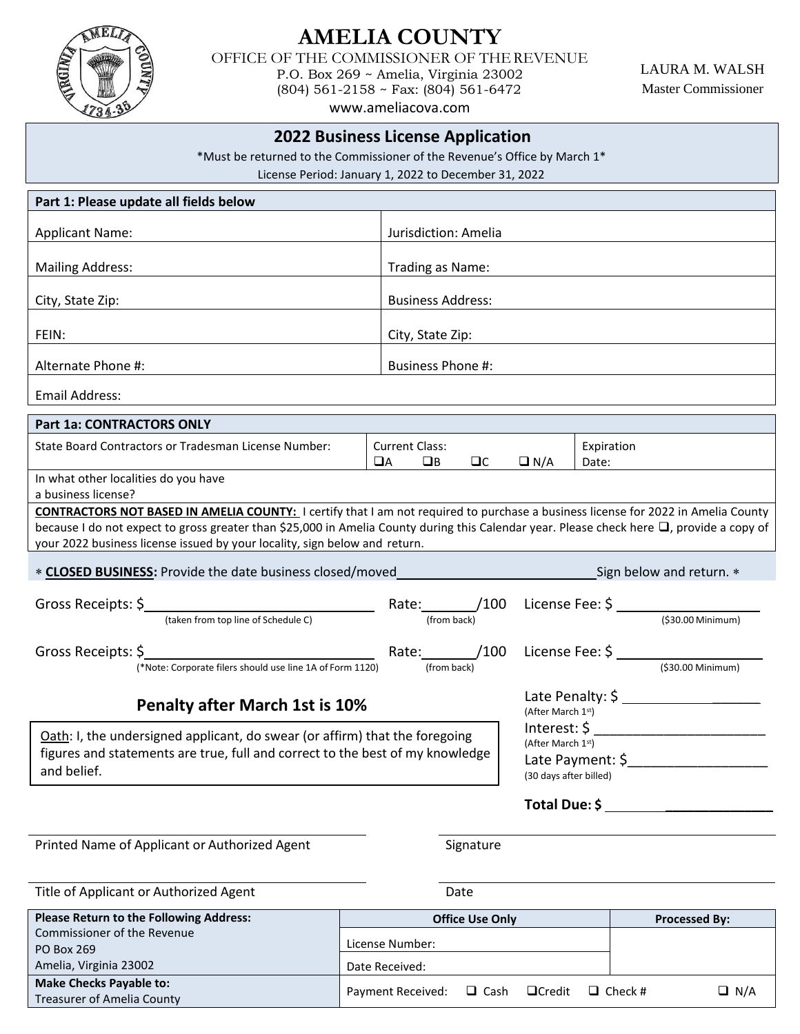# AMELIA COUNTY

OFFICE OF THE COMMISSIONER OF THE REVENUE
P.O. Box 269 ~ Amelia, Virginia 23002
(804) 561-2158 ~ Fax: (804) 561-6472
www.ameliacova.com

LAURA M. WALSH
Master Commissioner

## 2022 Business License Application

\*Must be returned to the Commissioner of the Revenue's Office by March 1\*
License Period: January 1, 2022 to December 31, 2022

| **Part 1: Please update all fields below** | |
|---|---|
| Applicant Name: | Jurisdiction: Amelia |
| Mailing Address: | Trading as Name: |
| City, State Zip: | Business Address: |
| FEIN: | City, State Zip: |
| Alternate Phone #: | Business Phone #: |
| Email Address: | |

| **Part 1a: CONTRACTORS ONLY** | | |
|---|---|---|
| State Board Contractors or Tradesman License Number: | Current Class: ❑A ❑B ❑C ❑ N/A | Expiration Date: |
| In what other localities do you have a business license? | | |

**CONTRACTORS NOT BASED IN AMELIA COUNTY:** I certify that I am not required to purchase a business license for 2022 in Amelia County because I do not expect to gross greater than $25,000 in Amelia County during this Calendar year. Please check here ❑, provide a copy of your 2022 business license issued by your locality, sign below and return.

\* **CLOSED BUSINESS:** Provide the date business closed/moved\_\_\_\_\_\_\_\_\_\_\_\_\_\_\_\_\_\_\_\_ Sign below and return. \*

Gross Receipts: $\_\_\_\_\_\_\_\_\_\_\_\_\_\_\_\_\_\_ (taken from top line of Schedule C) Rate:\_\_\_\_\_/100 (from back) License Fee: $\_\_\_\_\_\_\_\_\_\_\_\_\_\_ ($30.00 Minimum)

Gross Receipts: $\_\_\_\_\_\_\_\_\_\_\_\_\_\_\_\_\_\_ (\*Note: Corporate filers should use line 1A of Form 1120) Rate:\_\_\_\_\_/100 (from back) License Fee: $\_\_\_\_\_\_\_\_\_\_\_\_\_\_ ($30.00 Minimum)

### Penalty after March 1st is 10%

Late Penalty: $\_\_\_\_\_\_\_\_\_\_\_\_\_\_ (After March 1st)
Interest: $\_\_\_\_\_\_\_\_\_\_\_\_\_\_ (After March 1st)
Late Payment: $\_\_\_\_\_\_\_\_\_\_\_\_\_\_ (30 days after billed)

Oath: I, the undersigned applicant, do swear (or affirm) that the foregoing figures and statements are true, full and correct to the best of my knowledge and belief.

**Total Due: $** \_\_\_\_\_\_\_\_\_\_\_\_\_\_

\_\_\_\_\_\_\_\_\_\_\_\_\_\_\_\_\_\_\_\_\_\_\_\_ \_\_\_\_\_\_\_\_\_\_\_\_\_\_\_\_\_\_\_\_\_\_\_\_
Printed Name of Applicant or Authorized Agent Signature

\_\_\_\_\_\_\_\_\_\_\_\_\_\_\_\_\_\_\_\_\_\_\_\_ \_\_\_\_\_\_\_\_\_\_\_\_\_\_\_\_\_\_\_\_\_\_\_\_
Title of Applicant or Authorized Agent Date

| **Please Return to the Following Address:** | **Office Use Only** | **Processed By:** |
|---|---|---|
| Commissioner of the Revenue<br>PO Box 269<br>Amelia, Virginia 23002 | License Number:<br>Date Received: | |
| **Make Checks Payable to:**<br>Treasurer of Amelia County | Payment Received: ❑ Cash ❑Credit ❑ Check # ❑ N/A | |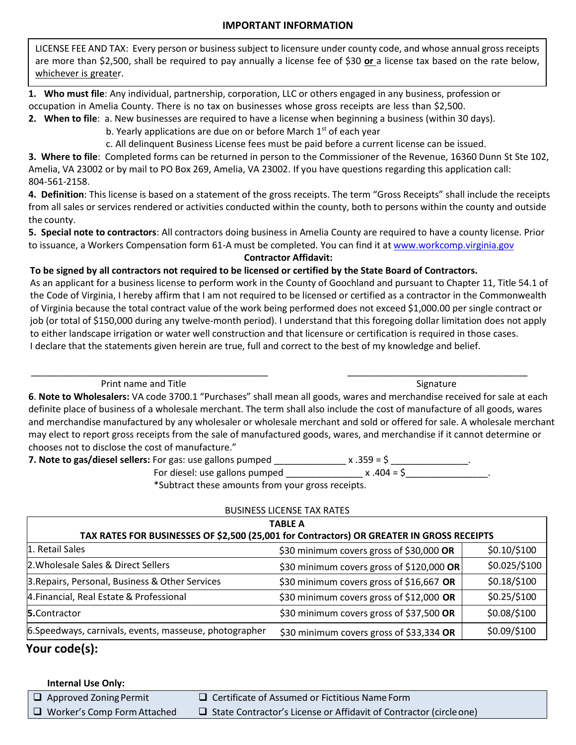## IMPORTANT INFORMATION

LICENSE FEE AND TAX: Every person or business subject to licensure under county code, and whose annual gross receipts are more than $2,500, shall be required to pay annually a license fee of $30 **or** a license tax based on the rate below, whichever is greater.

1. **Who must file**: Any individual, partnership, corporation, LLC or others engaged in any business, profession or occupation in Amelia County. There is no tax on businesses whose gross receipts are less than $2,500.
2. **When to file**: a. New businesses are required to have a license when beginning a business (within 30 days).
   b. Yearly applications are due on or before March 1st of each year
   c. All delinquent Business License fees must be paid before a current license can be issued.
3. **Where to file**: Completed forms can be returned in person to the Commissioner of the Revenue, 16360 Dunn St Ste 102, Amelia, VA 23002 or by mail to PO Box 269, Amelia, VA 23002. If you have questions regarding this application call: 804-561-2158.
4. **Definition**: This license is based on a statement of the gross receipts. The term "Gross Receipts" shall include the receipts from all sales or services rendered or activities conducted within the county, both to persons within the county and outside the county.
5. **Special note to contractors**: All contractors doing business in Amelia County are required to have a county license. Prior to issuance, a Workers Compensation form 61-A must be completed. You can find it at www.workcomp.virginia.gov

**Contractor Affidavit:**

**To be signed by all contractors not required to be licensed or certified by the State Board of Contractors.**

As an applicant for a business license to perform work in the County of Goochland and pursuant to Chapter 11, Title 54.1 of the Code of Virginia, I hereby affirm that I am not required to be licensed or certified as a contractor in the Commonwealth of Virginia because the total contract value of the work being performed does not exceed $1,000.00 per single contract or job (or total of $150,000 during any twelve-month period). I understand that this foregoing dollar limitation does not apply to either landscape irrigation or water well construction and that licensure or certification is required in those cases.
I declare that the statements given herein are true, full and correct to the best of my knowledge and belief.

_______________________________________________ ____________________________________

Print name and Title Signature

6. **Note to Wholesalers:** VA code 3700.1 "Purchases" shall mean all goods, wares and merchandise received for sale at each definite place of business of a wholesale merchant. The term shall also include the cost of manufacture of all goods, wares and merchandise manufactured by any wholesaler or wholesale merchant and sold or offered for sale. A wholesale merchant may elect to report gross receipts from the sale of manufactured goods, wares, and merchandise if it cannot determine or chooses not to disclose the cost of manufacture."
7. **Note to gas/diesel sellers:** For gas: use gallons pumped ______________ x .359 = $ _______________.
   For diesel: use gallons pumped _______________ x .404 = $________________.
   *Subtract these amounts from your gross receipts.

BUSINESS LICENSE TAX RATES

**TABLE A**
**TAX RATES FOR BUSINESSES OF $2,500 (25,001 for Contractors) OR GREATER IN GROSS RECEIPTS**

| | | |
|---|---|---|
| 1. Retail Sales | $30 minimum covers gross of $30,000 **OR** | $0.10/$100 |
| 2.Wholesale Sales & Direct Sellers | $30 minimum covers gross of $120,000 **OR** | $0.025/$100 |
| 3.Repairs, Personal, Business & Other Services | $30 minimum covers gross of $16,667 **OR** | $0.18/$100 |
| 4.Financial, Real Estate & Professional | $30 minimum covers gross of $12,000 **OR** | $0.25/$100 |
| **5.**Contractor | $30 minimum covers gross of $37,500 **OR** | $0.08/$100 |
| 6.Speedways, carnivals, events, masseuse, photographer | $30 minimum covers gross of $33,334 **OR** | $0.09/$100 |

**Your code(s):**

**Internal Use Only:**

| | |
|---|---|
| ❑ Approved Zoning Permit | ❑ Certificate of Assumed or Fictitious Name Form |
| ❑ Worker's Comp Form Attached | ❑ State Contractor's License or Affidavit of Contractor (circle one) |